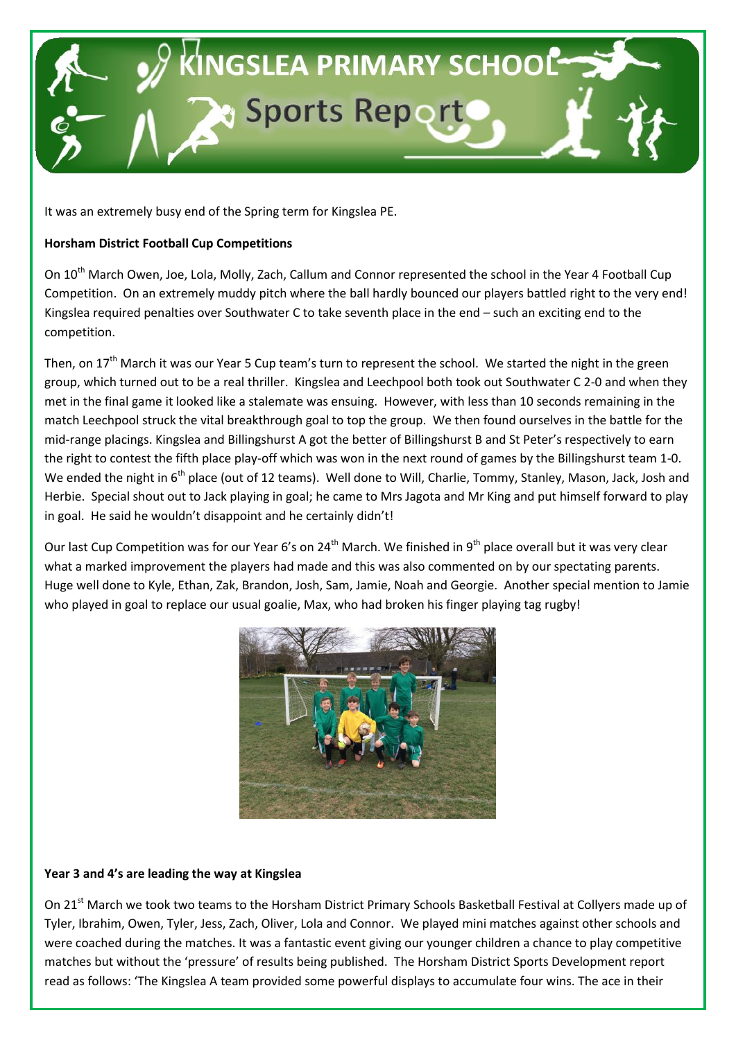# KINGSLEA PRIMARY SCHOOL
## Sports Report

It was an extremely busy end of the Spring term for Kingslea PE.

**Horsham District Football Cup Competitions**

On 10th March Owen, Joe, Lola, Molly, Zach, Callum and Connor represented the school in the Year 4 Football Cup Competition. On an extremely muddy pitch where the ball hardly bounced our players battled right to the very end! Kingslea required penalties over Southwater C to take seventh place in the end – such an exciting end to the competition.

Then, on 17th March it was our Year 5 Cup team's turn to represent the school. We started the night in the green group, which turned out to be a real thriller. Kingslea and Leechpool both took out Southwater C 2-0 and when they met in the final game it looked like a stalemate was ensuing. However, with less than 10 seconds remaining in the match Leechpool struck the vital breakthrough goal to top the group. We then found ourselves in the battle for the mid-range placings. Kingslea and Billingshurst A got the better of Billingshurst B and St Peter's respectively to earn the right to contest the fifth place play-off which was won in the next round of games by the Billingshurst team 1-0. We ended the night in 6th place (out of 12 teams). Well done to Will, Charlie, Tommy, Stanley, Mason, Jack, Josh and Herbie. Special shout out to Jack playing in goal; he came to Mrs Jagota and Mr King and put himself forward to play in goal. He said he wouldn't disappoint and he certainly didn't!

Our last Cup Competition was for our Year 6's on 24th March. We finished in 9th place overall but it was very clear what a marked improvement the players had made and this was also commented on by our spectating parents. Huge well done to Kyle, Ethan, Zak, Brandon, Josh, Sam, Jamie, Noah and Georgie. Another special mention to Jamie who played in goal to replace our usual goalie, Max, who had broken his finger playing tag rugby!

**Year 3 and 4's are leading the way at Kingslea**

On 21st March we took two teams to the Horsham District Primary Schools Basketball Festival at Collyers made up of Tyler, Ibrahim, Owen, Tyler, Jess, Zach, Oliver, Lola and Connor. We played mini matches against other schools and were coached during the matches. It was a fantastic event giving our younger children a chance to play competitive matches but without the 'pressure' of results being published. The Horsham District Sports Development report read as follows: 'The Kingslea A team provided some powerful displays to accumulate four wins. The ace in their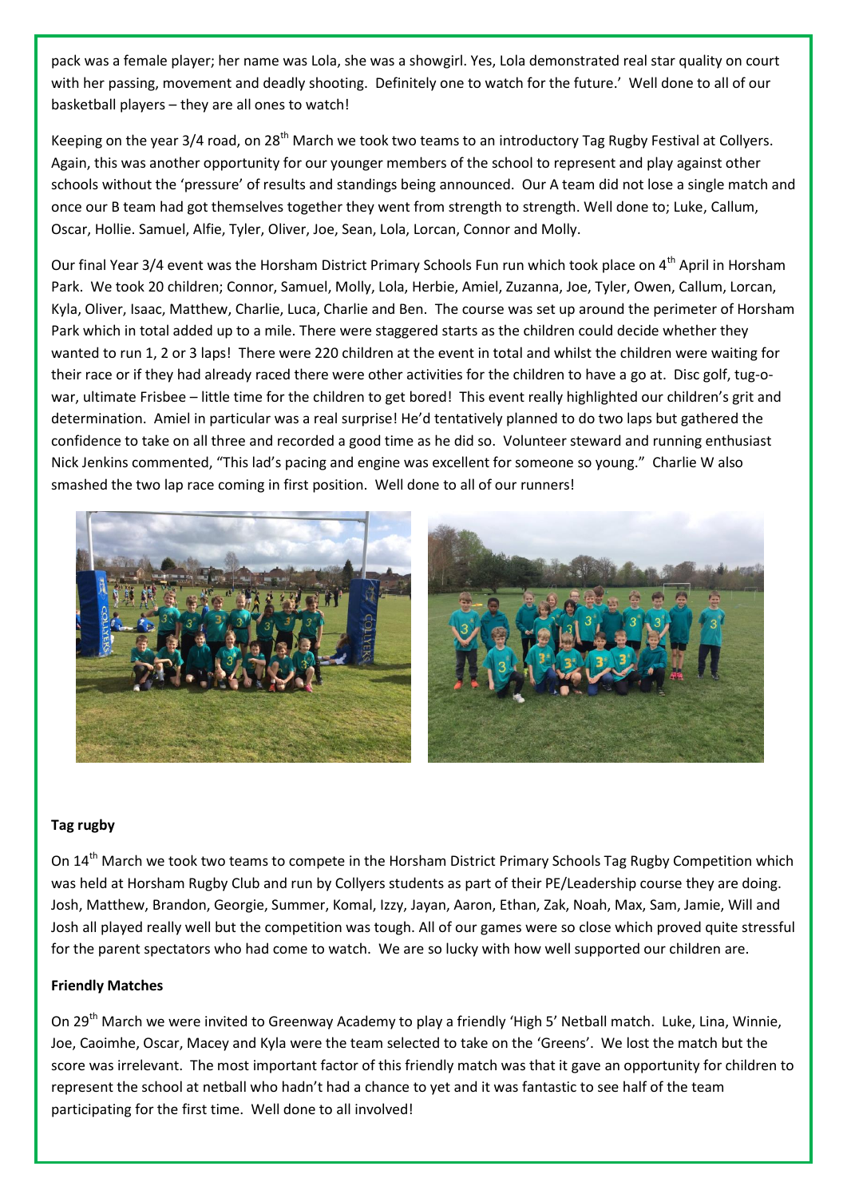pack was a female player; her name was Lola, she was a showgirl. Yes, Lola demonstrated real star quality on court with her passing, movement and deadly shooting. Definitely one to watch for the future.' Well done to all of our basketball players – they are all ones to watch!

Keeping on the year 3/4 road, on 28th March we took two teams to an introductory Tag Rugby Festival at Collyers. Again, this was another opportunity for our younger members of the school to represent and play against other schools without the 'pressure' of results and standings being announced. Our A team did not lose a single match and once our B team had got themselves together they went from strength to strength. Well done to; Luke, Callum, Oscar, Hollie. Samuel, Alfie, Tyler, Oliver, Joe, Sean, Lola, Lorcan, Connor and Molly.

Our final Year 3/4 event was the Horsham District Primary Schools Fun run which took place on 4th April in Horsham Park. We took 20 children; Connor, Samuel, Molly, Lola, Herbie, Amiel, Zuzanna, Joe, Tyler, Owen, Callum, Lorcan, Kyla, Oliver, Isaac, Matthew, Charlie, Luca, Charlie and Ben. The course was set up around the perimeter of Horsham Park which in total added up to a mile. There were staggered starts as the children could decide whether they wanted to run 1, 2 or 3 laps! There were 220 children at the event in total and whilst the children were waiting for their race or if they had already raced there were other activities for the children to have a go at. Disc golf, tug-o-war, ultimate Frisbee – little time for the children to get bored! This event really highlighted our children's grit and determination. Amiel in particular was a real surprise! He'd tentatively planned to do two laps but gathered the confidence to take on all three and recorded a good time as he did so. Volunteer steward and running enthusiast Nick Jenkins commented, "This lad's pacing and engine was excellent for someone so young." Charlie W also smashed the two lap race coming in first position. Well done to all of our runners!

**Tag rugby**

On 14th March we took two teams to compete in the Horsham District Primary Schools Tag Rugby Competition which was held at Horsham Rugby Club and run by Collyers students as part of their PE/Leadership course they are doing. Josh, Matthew, Brandon, Georgie, Summer, Komal, Izzy, Jayan, Aaron, Ethan, Zak, Noah, Max, Sam, Jamie, Will and Josh all played really well but the competition was tough. All of our games were so close which proved quite stressful for the parent spectators who had come to watch. We are so lucky with how well supported our children are.

**Friendly Matches**

On 29th March we were invited to Greenway Academy to play a friendly 'High 5' Netball match. Luke, Lina, Winnie, Joe, Caoimhe, Oscar, Macey and Kyla were the team selected to take on the 'Greens'. We lost the match but the score was irrelevant. The most important factor of this friendly match was that it gave an opportunity for children to represent the school at netball who hadn't had a chance to yet and it was fantastic to see half of the team participating for the first time. Well done to all involved!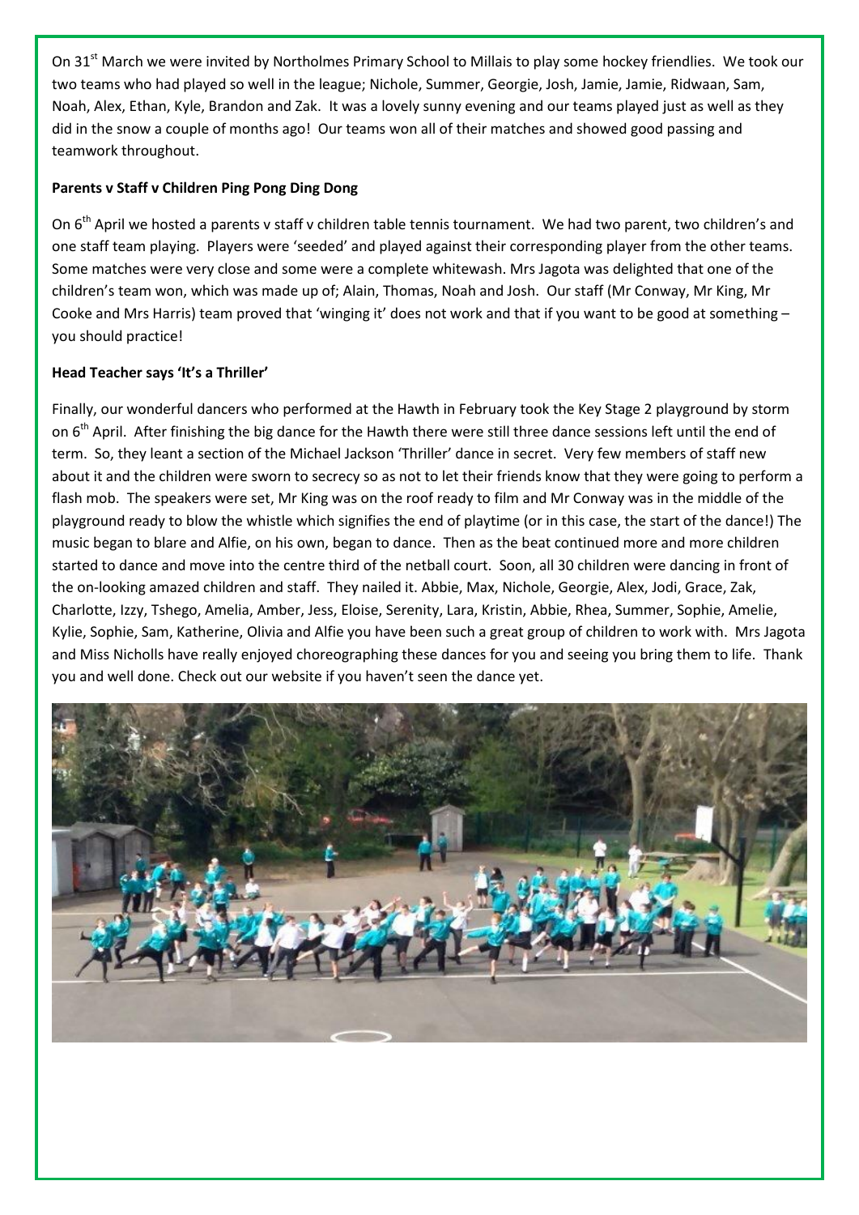On 31st March we were invited by Northolmes Primary School to Millais to play some hockey friendlies. We took our two teams who had played so well in the league; Nichole, Summer, Georgie, Josh, Jamie, Jamie, Ridwaan, Sam, Noah, Alex, Ethan, Kyle, Brandon and Zak. It was a lovely sunny evening and our teams played just as well as they did in the snow a couple of months ago! Our teams won all of their matches and showed good passing and teamwork throughout.

**Parents v Staff v Children Ping Pong Ding Dong**

On 6th April we hosted a parents v staff v children table tennis tournament. We had two parent, two children's and one staff team playing. Players were 'seeded' and played against their corresponding player from the other teams. Some matches were very close and some were a complete whitewash. Mrs Jagota was delighted that one of the children's team won, which was made up of; Alain, Thomas, Noah and Josh. Our staff (Mr Conway, Mr King, Mr Cooke and Mrs Harris) team proved that 'winging it' does not work and that if you want to be good at something – you should practice!

**Head Teacher says 'It's a Thriller'**

Finally, our wonderful dancers who performed at the Hawth in February took the Key Stage 2 playground by storm on 6th April. After finishing the big dance for the Hawth there were still three dance sessions left until the end of term. So, they leant a section of the Michael Jackson 'Thriller' dance in secret. Very few members of staff new about it and the children were sworn to secrecy so as not to let their friends know that they were going to perform a flash mob. The speakers were set, Mr King was on the roof ready to film and Mr Conway was in the middle of the playground ready to blow the whistle which signifies the end of playtime (or in this case, the start of the dance!) The music began to blare and Alfie, on his own, began to dance. Then as the beat continued more and more children started to dance and move into the centre third of the netball court. Soon, all 30 children were dancing in front of the on-looking amazed children and staff. They nailed it. Abbie, Max, Nichole, Georgie, Alex, Jodi, Grace, Zak, Charlotte, Izzy, Tshego, Amelia, Amber, Jess, Eloise, Serenity, Lara, Kristin, Abbie, Rhea, Summer, Sophie, Amelie, Kylie, Sophie, Sam, Katherine, Olivia and Alfie you have been such a great group of children to work with. Mrs Jagota and Miss Nicholls have really enjoyed choreographing these dances for you and seeing you bring them to life. Thank you and well done. Check out our website if you haven't seen the dance yet.